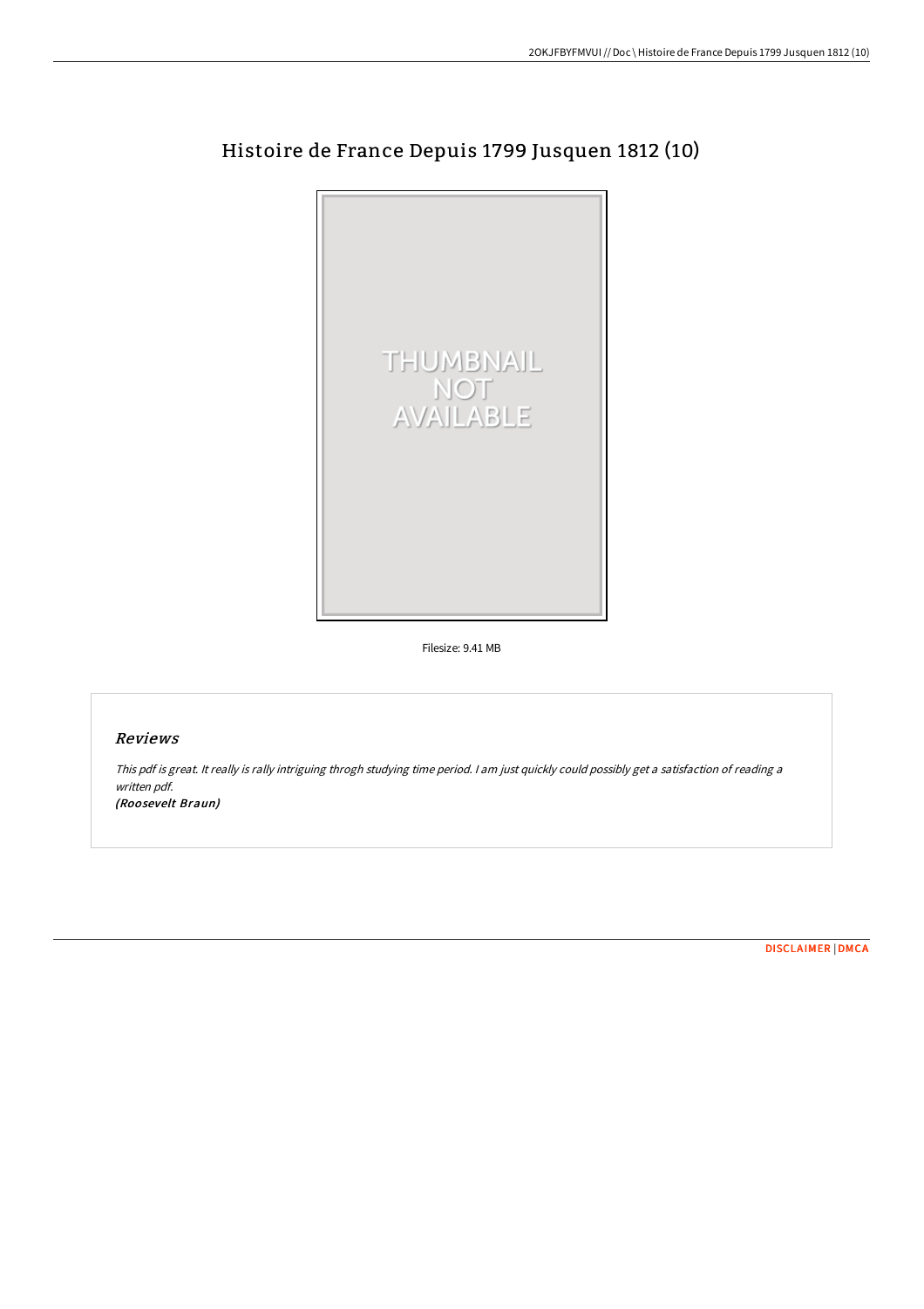# Histoire de France Depuis 1799 Jusquen 1812 (10)

Filesize: 9.41 MB

## *Reviews*

*This pdf is great. It really is rally intriguing throgh studying time period. I am just quickly could possibly get a satisfaction of reading a written pdf.*
*(Roosevelt Braun)*

DISCLAIMER | DMCA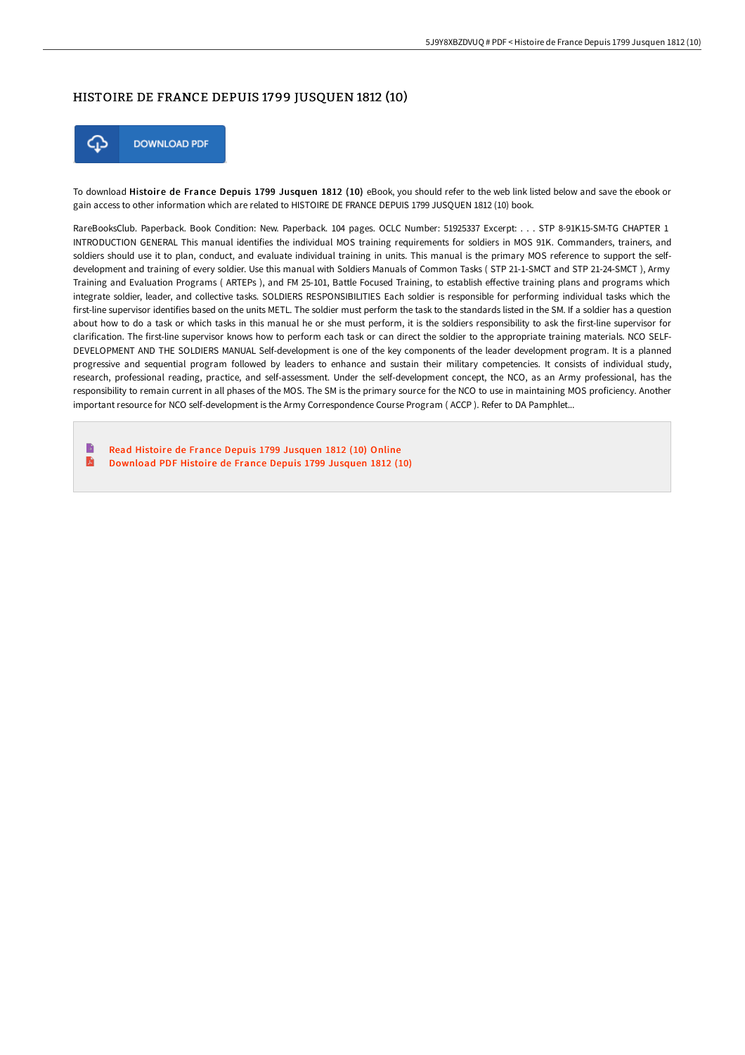# HISTOIRE DE FRANCE DEPUIS 1799 JUSQUEN 1812 (10)

DOWNLOAD PDF

To download **Histoire de France Depuis 1799 Jusquen 1812 (10)** eBook, you should refer to the web link listed below and save the ebook or gain access to other information which are related to HISTOIRE DE FRANCE DEPUIS 1799 JUSQUEN 1812 (10) book.

RareBooksClub. Paperback. Book Condition: New. Paperback. 104 pages. OCLC Number: 51925337 Excerpt: . . . STP 8-91K15-SM-TG CHAPTER 1 INTRODUCTION GENERAL This manual identifies the individual MOS training requirements for soldiers in MOS 91K. Commanders, trainers, and soldiers should use it to plan, conduct, and evaluate individual training in units. This manual is the primary MOS reference to support the self-development and training of every soldier. Use this manual with Soldiers Manuals of Common Tasks ( STP 21-1-SMCT and STP 21-24-SMCT ), Army Training and Evaluation Programs ( ARTEPs ), and FM 25-101, Battle Focused Training, to establish effective training plans and programs which integrate soldier, leader, and collective tasks. SOLDIERS RESPONSIBILITIES Each soldier is responsible for performing individual tasks which the first-line supervisor identifies based on the units METL. The soldier must perform the task to the standards listed in the SM. If a soldier has a question about how to do a task or which tasks in this manual he or she must perform, it is the soldiers responsibility to ask the first-line supervisor for clarification. The first-line supervisor knows how to perform each task or can direct the soldier to the appropriate training materials. NCO SELF-DEVELOPMENT AND THE SOLDIERS MANUAL Self-development is one of the key components of the leader development program. It is a planned progressive and sequential program followed by leaders to enhance and sustain their military competencies. It consists of individual study, research, professional reading, practice, and self-assessment. Under the self-development concept, the NCO, as an Army professional, has the responsibility to remain current in all phases of the MOS. The SM is the primary source for the NCO to use in maintaining MOS proficiency. Another important resource for NCO self-development is the Army Correspondence Course Program ( ACCP ). Refer to DA Pamphlet...

- Read Histoire de France Depuis 1799 Jusquen 1812 (10) Online
- Download PDF Histoire de France Depuis 1799 Jusquen 1812 (10)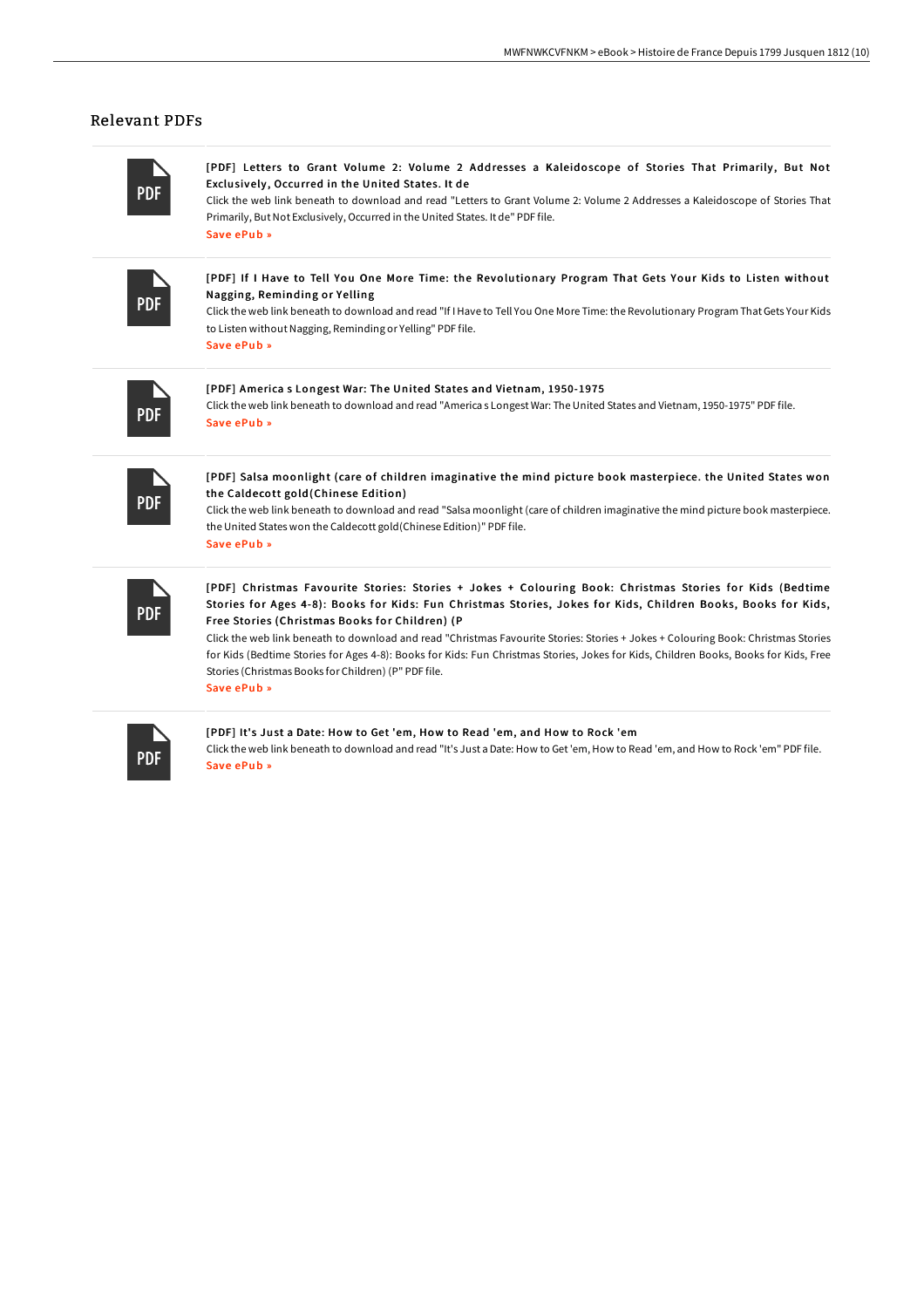## Relevant PDFs

[PDF] Letters to Grant Volume 2: Volume 2 Addresses a Kaleidoscope of Stories That Primarily, But Not Exclusively, Occurred in the United States. It de

Click the web link beneath to download and read "Letters to Grant Volume 2: Volume 2 Addresses a Kaleidoscope of Stories That Primarily, But Not Exclusively, Occurred in the United States. It de" PDF file.

Save ePub »

[PDF] If I Have to Tell You One More Time: the Revolutionary Program That Gets Your Kids to Listen without Nagging, Reminding or Yelling

Click the web link beneath to download and read "If I Have to Tell You One More Time: the Revolutionary Program That Gets Your Kids to Listen without Nagging, Reminding or Yelling" PDF file.

Save ePub »

[PDF] America s Longest War: The United States and Vietnam, 1950-1975

Click the web link beneath to download and read "America s Longest War: The United States and Vietnam, 1950-1975" PDF file.

Save ePub »

[PDF] Salsa moonlight (care of children imaginative the mind picture book masterpiece. the United States won the Caldecott gold(Chinese Edition)

Click the web link beneath to download and read "Salsa moonlight (care of children imaginative the mind picture book masterpiece. the United States won the Caldecott gold(Chinese Edition)" PDF file.

Save ePub »

[PDF] Christmas Favourite Stories: Stories + Jokes + Colouring Book: Christmas Stories for Kids (Bedtime Stories for Ages 4-8): Books for Kids: Fun Christmas Stories, Jokes for Kids, Children Books, Books for Kids, Free Stories (Christmas Books for Children) (P

Click the web link beneath to download and read "Christmas Favourite Stories: Stories + Jokes + Colouring Book: Christmas Stories for Kids (Bedtime Stories for Ages 4-8): Books for Kids: Fun Christmas Stories, Jokes for Kids, Children Books, Books for Kids, Free Stories (Christmas Books for Children) (P" PDF file.

Save ePub »

[PDF] It's Just a Date: How to Get 'em, How to Read 'em, and How to Rock 'em

Click the web link beneath to download and read "It's Just a Date: How to Get 'em, How to Read 'em, and How to Rock 'em" PDF file.

Save ePub »